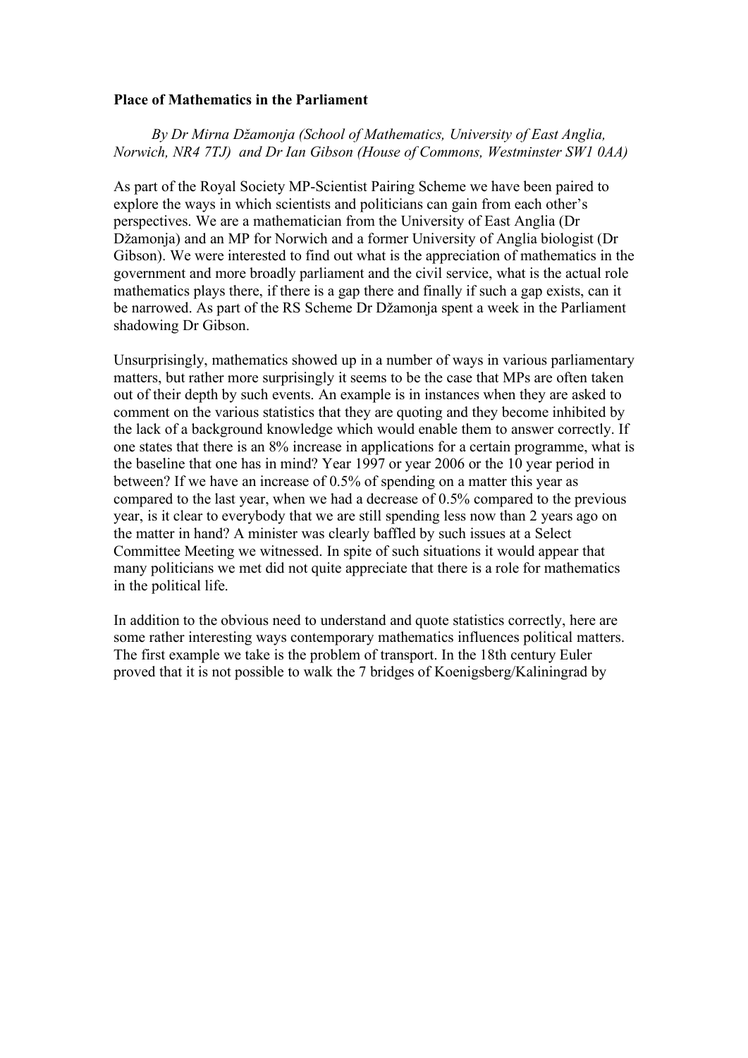**Place of Mathematics in the Parliament**

*By Dr Mirna Džamonja (School of Mathematics, University of East Anglia, Norwich, NR4 7TJ) and Dr Ian Gibson (House of Commons, Westminster SW1 0AA)*

As part of the Royal Society MP-Scientist Pairing Scheme we have been paired to explore the ways in which scientists and politicians can gain from each other's perspectives. We are a mathematician from the University of East Anglia (Dr Džamonja) and an MP for Norwich and a former University of Anglia biologist (Dr Gibson). We were interested to find out what is the appreciation of mathematics in the government and more broadly parliament and the civil service, what is the actual role mathematics plays there, if there is a gap there and finally if such a gap exists, can it be narrowed. As part of the RS Scheme Dr Džamonja spent a week in the Parliament shadowing Dr Gibson.

Unsurprisingly, mathematics showed up in a number of ways in various parliamentary matters, but rather more surprisingly it seems to be the case that MPs are often taken out of their depth by such events. An example is in instances when they are asked to comment on the various statistics that they are quoting and they become inhibited by the lack of a background knowledge which would enable them to answer correctly. If one states that there is an 8% increase in applications for a certain programme, what is the baseline that one has in mind? Year 1997 or year 2006 or the 10 year period in between? If we have an increase of 0.5% of spending on a matter this year as compared to the last year, when we had a decrease of 0.5% compared to the previous year, is it clear to everybody that we are still spending less now than 2 years ago on the matter in hand? A minister was clearly baffled by such issues at a Select Committee Meeting we witnessed. In spite of such situations it would appear that many politicians we met did not quite appreciate that there is a role for mathematics in the political life.

In addition to the obvious need to understand and quote statistics correctly, here are some rather interesting ways contemporary mathematics influences political matters. The first example we take is the problem of transport. In the 18th century Euler proved that it is not possible to walk the 7 bridges of Koenigsberg/Kaliningrad by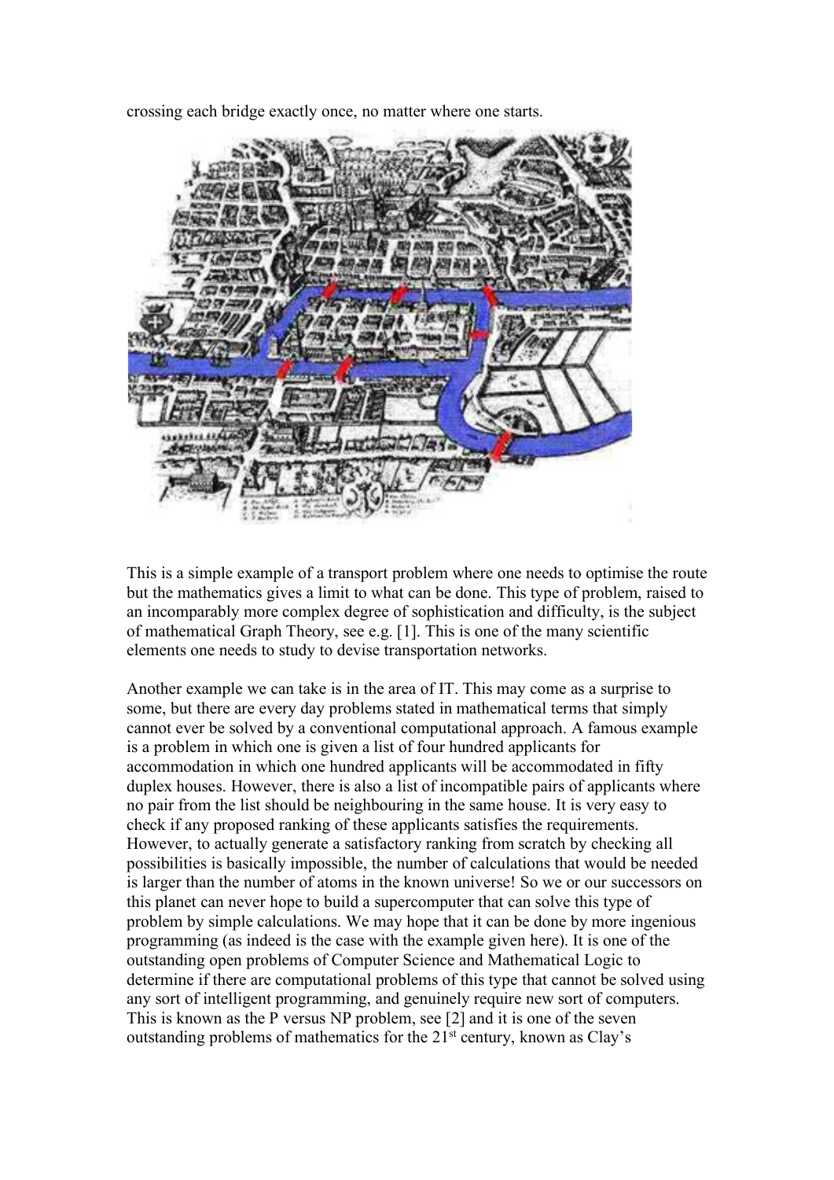crossing each bridge exactly once, no matter where one starts.

This is a simple example of a transport problem where one needs to optimise the route but the mathematics gives a limit to what can be done. This type of problem, raised to an incomparably more complex degree of sophistication and difficulty, is the subject of mathematical Graph Theory, see e.g. [1]. This is one of the many scientific elements one needs to study to devise transportation networks.

Another example we can take is in the area of IT. This may come as a surprise to some, but there are every day problems stated in mathematical terms that simply cannot ever be solved by a conventional computational approach. A famous example is a problem in which one is given a list of four hundred applicants for accommodation in which one hundred applicants will be accommodated in fifty duplex houses. However, there is also a list of incompatible pairs of applicants where no pair from the list should be neighbouring in the same house. It is very easy to check if any proposed ranking of these applicants satisfies the requirements. However, to actually generate a satisfactory ranking from scratch by checking all possibilities is basically impossible, the number of calculations that would be needed is larger than the number of atoms in the known universe! So we or our successors on this planet can never hope to build a supercomputer that can solve this type of problem by simple calculations. We may hope that it can be done by more ingenious programming (as indeed is the case with the example given here). It is one of the outstanding open problems of Computer Science and Mathematical Logic to determine if there are computational problems of this type that cannot be solved using any sort of intelligent programming, and genuinely require new sort of computers. This is known as the P versus NP problem, see [2] and it is one of the seven outstanding problems of mathematics for the 21st century, known as Clay's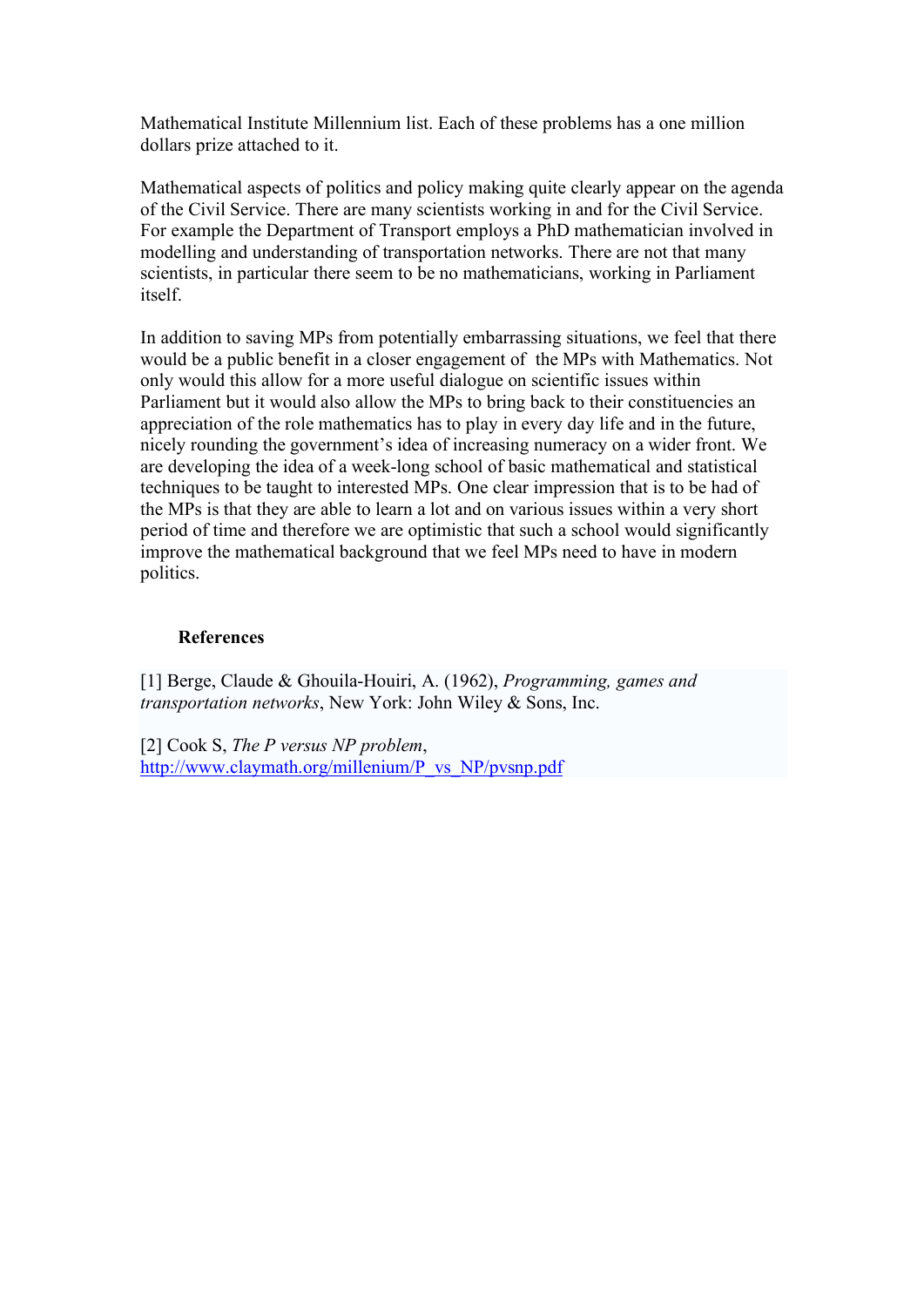Mathematical Institute Millennium list. Each of these problems has a one million dollars prize attached to it.

Mathematical aspects of politics and policy making quite clearly appear on the agenda of the Civil Service. There are many scientists working in and for the Civil Service. For example the Department of Transport employs a PhD mathematician involved in modelling and understanding of transportation networks. There are not that many scientists, in particular there seem to be no mathematicians, working in Parliament itself.

In addition to saving MPs from potentially embarrassing situations, we feel that there would be a public benefit in a closer engagement of the MPs with Mathematics. Not only would this allow for a more useful dialogue on scientific issues within Parliament but it would also allow the MPs to bring back to their constituencies an appreciation of the role mathematics has to play in every day life and in the future, nicely rounding the government's idea of increasing numeracy on a wider front. We are developing the idea of a week-long school of basic mathematical and statistical techniques to be taught to interested MPs. One clear impression that is to be had of the MPs is that they are able to learn a lot and on various issues within a very short period of time and therefore we are optimistic that such a school would significantly improve the mathematical background that we feel MPs need to have in modern politics.

**References**

[1] Berge, Claude & Ghouila-Houiri, A. (1962), *Programming, games and transportation networks*, New York: John Wiley & Sons, Inc.

[2] Cook S, *The P versus NP problem*, http://www.claymath.org/millenium/P_vs_NP/pvsnp.pdf